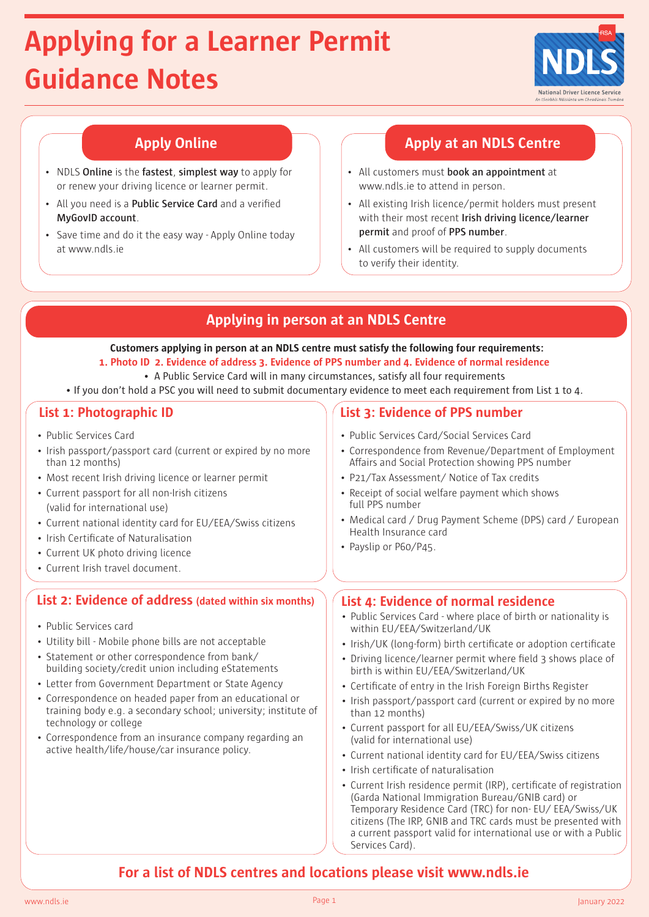# Applying for a Learner Permit Guidance Notes

## Apply Online

- NDLS **Online** is the **fastest**, **simplest way** to apply for or renew your driving licence or learner permit.
- All you need is a **Public Service Card** and a verified **MyGovID account**.
- Save time and do it the easy way - Apply Online today at www.ndls.ie

## Apply at an NDLS Centre

- All customers must **book an appointment** at www.ndls.ie to attend in person.
- All existing Irish licence/permit holders must present with their most recent **Irish driving licence/learner permit** and proof of **PPS number**.
- All customers will be required to supply documents to verify their identity.

## Applying in person at an NDLS Centre

**Customers applying in person at an NDLS centre must satisfy the following four requirements:**

**1. Photo ID 2. Evidence of address 3. Evidence of PPS number and 4. Evidence of normal residence**

- A Public Service Card will in many circumstances, satisfy all four requirements
- If you don't hold a PSC you will need to submit documentary evidence to meet each requirement from List 1 to 4.

### List 1: Photographic ID

- Public Services Card
- Irish passport/passport card (current or expired by no more than 12 months)
- Most recent Irish driving licence or learner permit
- Current passport for all non-Irish citizens (valid for international use)
- Current national identity card for EU/EEA/Swiss citizens
- Irish Certificate of Naturalisation
- Current UK photo driving licence
- Current Irish travel document.

### List 2: Evidence of address (dated within six months)

- Public Services card
- Utility bill - Mobile phone bills are not acceptable
- Statement or other correspondence from bank/building society/credit union including eStatements
- Letter from Government Department or State Agency
- Correspondence on headed paper from an educational or training body e.g. a secondary school; university; institute of technology or college
- Correspondence from an insurance company regarding an active health/life/house/car insurance policy.

### List 3: Evidence of PPS number

- Public Services Card/Social Services Card
- Correspondence from Revenue/Department of Employment Affairs and Social Protection showing PPS number
- P21/Tax Assessment/ Notice of Tax credits
- Receipt of social welfare payment which shows full PPS number
- Medical card / Drug Payment Scheme (DPS) card / European Health Insurance card
- Payslip or P60/P45.

### List 4: Evidence of normal residence

- Public Services Card - where place of birth or nationality is within EU/EEA/Switzerland/UK
- Irish/UK (long-form) birth certificate or adoption certificate
- Driving licence/learner permit where field 3 shows place of birth is within EU/EEA/Switzerland/UK
- Certificate of entry in the Irish Foreign Births Register
- Irish passport/passport card (current or expired by no more than 12 months)
- Current passport for all EU/EEA/Swiss/UK citizens (valid for international use)
- Current national identity card for EU/EEA/Swiss citizens
- Irish certificate of naturalisation
- Current Irish residence permit (IRP), certificate of registration (Garda National Immigration Bureau/GNIB card) or Temporary Residence Card (TRC) for non- EU/ EEA/Swiss/UK citizens (The IRP, GNIB and TRC cards must be presented with a current passport valid for international use or with a Public Services Card).

**For a list of NDLS centres and locations please visit www.ndls.ie**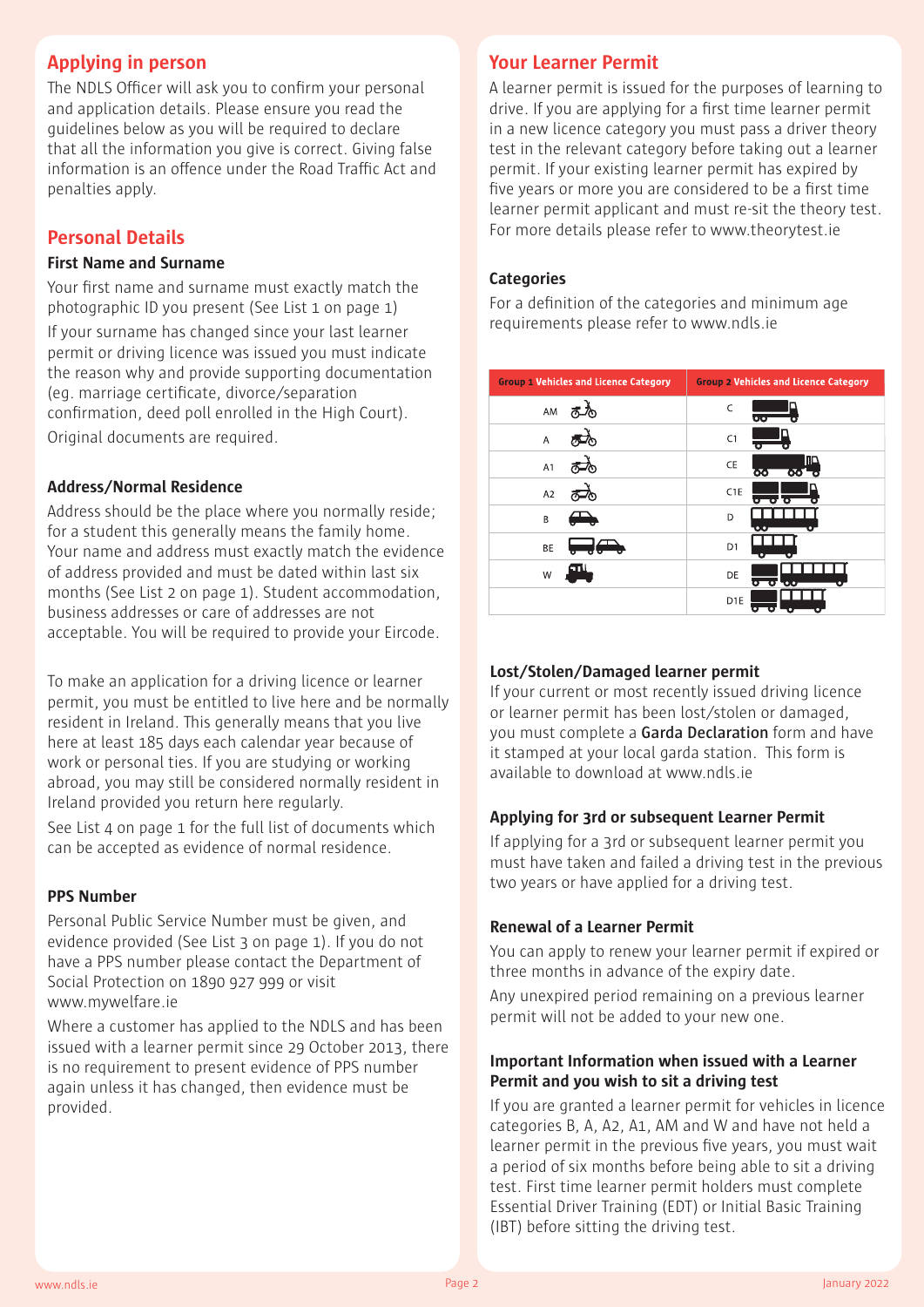## Applying in person

The NDLS Officer will ask you to confirm your personal and application details. Please ensure you read the guidelines below as you will be required to declare that all the information you give is correct. Giving false information is an offence under the Road Traffic Act and penalties apply.

## Personal Details

### First Name and Surname

Your first name and surname must exactly match the photographic ID you present (See List 1 on page 1)

If your surname has changed since your last learner permit or driving licence was issued you must indicate the reason why and provide supporting documentation (eg. marriage certificate, divorce/separation confirmation, deed poll enrolled in the High Court). Original documents are required.

### Address/Normal Residence

Address should be the place where you normally reside; for a student this generally means the family home. Your name and address must exactly match the evidence of address provided and must be dated within last six months (See List 2 on page 1). Student accommodation, business addresses or care of addresses are not acceptable. You will be required to provide your Eircode.

To make an application for a driving licence or learner permit, you must be entitled to live here and be normally resident in Ireland. This generally means that you live here at least 185 days each calendar year because of work or personal ties. If you are studying or working abroad, you may still be considered normally resident in Ireland provided you return here regularly.

See List 4 on page 1 for the full list of documents which can be accepted as evidence of normal residence.

### PPS Number

Personal Public Service Number must be given, and evidence provided (See List 3 on page 1). If you do not have a PPS number please contact the Department of Social Protection on 1890 927 999 or visit www.mywelfare.ie

Where a customer has applied to the NDLS and has been issued with a learner permit since 29 October 2013, there is no requirement to present evidence of PPS number again unless it has changed, then evidence must be provided.

## Your Learner Permit

A learner permit is issued for the purposes of learning to drive. If you are applying for a first time learner permit in a new licence category you must pass a driver theory test in the relevant category before taking out a learner permit. If your existing learner permit has expired by five years or more you are considered to be a first time learner permit applicant and must re-sit the theory test. For more details please refer to www.theorytest.ie

### Categories

For a definition of the categories and minimum age requirements please refer to www.ndls.ie

| Group 1 Vehicles and Licence Category | Group 2 Vehicles and Licence Category |
|---|---|
| AM | C |
| A | C1 |
| A1 | CE |
| A2 | C1E |
| B | D |
| BE | D1 |
| W | DE |
| | D1E |

### Lost/Stolen/Damaged learner permit

If your current or most recently issued driving licence or learner permit has been lost/stolen or damaged, you must complete a **Garda Declaration** form and have it stamped at your local garda station. This form is available to download at www.ndls.ie

### Applying for 3rd or subsequent Learner Permit

If applying for a 3rd or subsequent learner permit you must have taken and failed a driving test in the previous two years or have applied for a driving test.

### Renewal of a Learner Permit

You can apply to renew your learner permit if expired or three months in advance of the expiry date.

Any unexpired period remaining on a previous learner permit will not be added to your new one.

### Important Information when issued with a Learner Permit and you wish to sit a driving test

If you are granted a learner permit for vehicles in licence categories B, A, A2, A1, AM and W and have not held a learner permit in the previous five years, you must wait a period of six months before being able to sit a driving test. First time learner permit holders must complete Essential Driver Training (EDT) or Initial Basic Training (IBT) before sitting the driving test.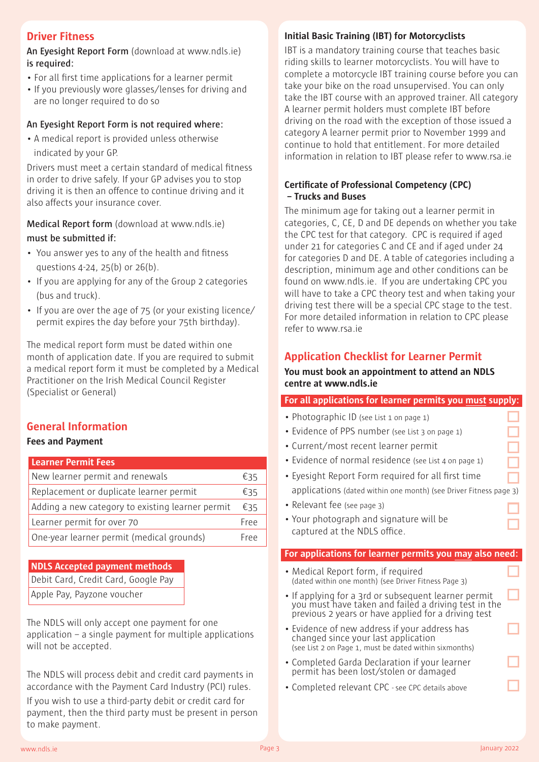## Driver Fitness

**An Eyesight Report Form** (download at www.ndls.ie) **is required:**

- For all first time applications for a learner permit
- If you previously wore glasses/lenses for driving and are no longer required to do so

**An Eyesight Report Form is not required where:**

- A medical report is provided unless otherwise indicated by your GP.

Drivers must meet a certain standard of medical fitness in order to drive safely. If your GP advises you to stop driving it is then an offence to continue driving and it also affects your insurance cover.

**Medical Report form** (download at www.ndls.ie) **must be submitted if:**

- You answer yes to any of the health and fitness questions 4-24, 25(b) or 26(b).
- If you are applying for any of the Group 2 categories (bus and truck).
- If you are over the age of 75 (or your existing licence/permit expires the day before your 75th birthday).

The medical report form must be dated within one month of application date. If you are required to submit a medical report form it must be completed by a Medical Practitioner on the Irish Medical Council Register (Specialist or General)

## General Information

**Fees and Payment**

| Learner Permit Fees | |
|---|---|
| New learner permit and renewals | €35 |
| Replacement or duplicate learner permit | €35 |
| Adding a new category to existing learner permit | €35 |
| Learner permit for over 70 | Free |
| One-year learner permit (medical grounds) | Free |

| NDLS Accepted payment methods |
|---|
| Debit Card, Credit Card, Google Pay |
| Apple Pay, Payzone voucher |

The NDLS will only accept one payment for one application – a single payment for multiple applications will not be accepted.

The NDLS will process debit and credit card payments in accordance with the Payment Card Industry (PCI) rules.

If you wish to use a third-party debit or credit card for payment, then the third party must be present in person to make payment.

### Initial Basic Training (IBT) for Motorcyclists

IBT is a mandatory training course that teaches basic riding skills to learner motorcyclists. You will have to complete a motorcycle IBT training course before you can take your bike on the road unsupervised. You can only take the IBT course with an approved trainer. All category A learner permit holders must complete IBT before driving on the road with the exception of those issued a category A learner permit prior to November 1999 and continue to hold that entitlement. For more detailed information in relation to IBT please refer to www.rsa.ie

### Certificate of Professional Competency (CPC) – Trucks and Buses

The minimum age for taking out a learner permit in categories, C, CE, D and DE depends on whether you take the CPC test for that category. CPC is required if aged under 21 for categories C and CE and if aged under 24 for categories D and DE. A table of categories including a description, minimum age and other conditions can be found on www.ndls.ie. If you are undertaking CPC you will have to take a CPC theory test and when taking your driving test there will be a special CPC stage to the test. For more detailed information in relation to CPC please refer to www.rsa.ie

## Application Checklist for Learner Permit

**You must book an appointment to attend an NDLS centre at www.ndls.ie**

**For all applications for learner permits you must supply:**

- ☐ Photographic ID (see List 1 on page 1)
- ☐ Evidence of PPS number (see List 3 on page 1)
- ☐ Current/most recent learner permit
- ☐ Evidence of normal residence (see List 4 on page 1)
- ☐ Eyesight Report Form required for all first time applications (dated within one month) (see Driver Fitness page 3)
- ☐ Relevant fee (see page 3)
- ☐ Your photograph and signature will be captured at the NDLS office.

**For applications for learner permits you may also need:**

- ☐ Medical Report form, if required (dated within one month) (see Driver Fitness Page 3)
- ☐ If applying for a 3rd or subsequent learner permit you must have taken and failed a driving test in the previous 2 years or have applied for a driving test
- ☐ Evidence of new address if your address has changed since your last application (see List 2 on Page 1, must be dated within sixmonths)
- ☐ Completed Garda Declaration if your learner permit has been lost/stolen or damaged
- ☐ Completed relevant CPC - see CPC details above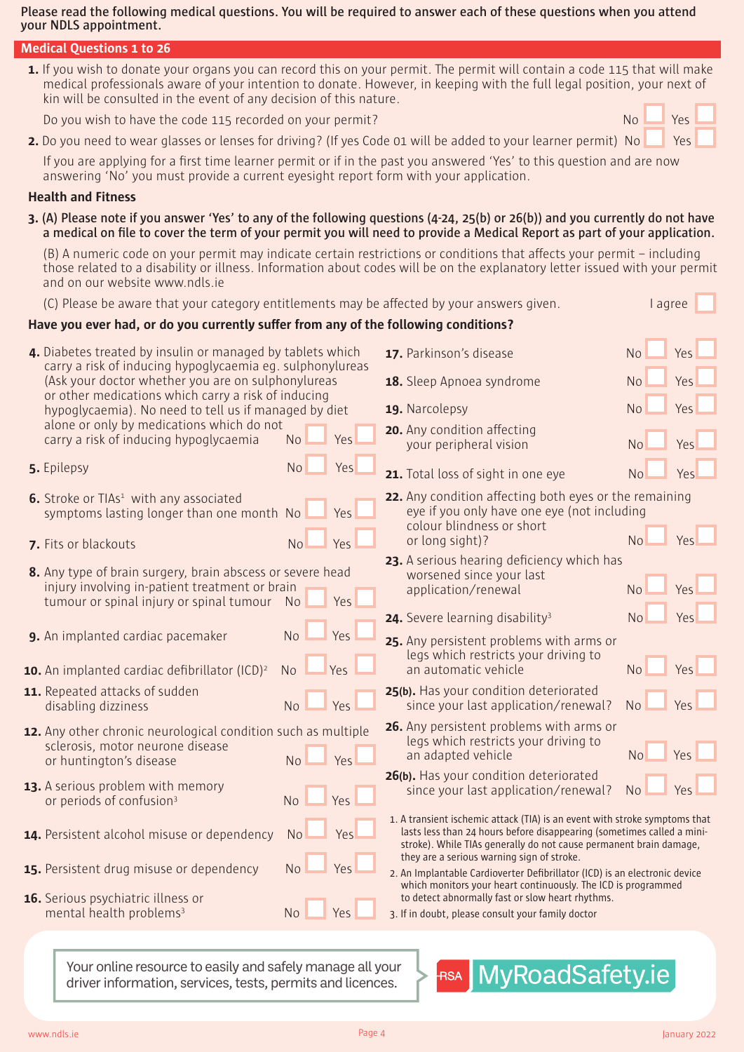Please read the following medical questions. You will be required to answer each of these questions when you attend your NDLS appointment.

## Medical Questions 1 to 26

1. If you wish to donate your organs you can record this on your permit. The permit will contain a code 115 that will make medical professionals aware of your intention to donate. However, in keeping with the full legal position, your next of kin will be consulted in the event of any decision of this nature.

   Do you wish to have the code 115 recorded on your permit? No ☐ Yes ☐

2. Do you need to wear glasses or lenses for driving? (If yes Code 01 will be added to your learner permit) No ☐ Yes ☐

   If you are applying for a first time learner permit or if in the past you answered 'Yes' to this question and are now answering 'No' you must provide a current eyesight report form with your application.

### Health and Fitness

3. **(A) Please note if you answer 'Yes' to any of the following questions (4-24, 25(b) or 26(b)) and you currently do not have a medical on file to cover the term of your permit you will need to provide a Medical Report as part of your application.**

   (B) A numeric code on your permit may indicate certain restrictions or conditions that affects your permit – including those related to a disability or illness. Information about codes will be on the explanatory letter issued with your permit and on our website www.ndls.ie

   (C) Please be aware that your category entitlements may be affected by your answers given. I agree ☐

**Have you ever had, or do you currently suffer from any of the following conditions?**

4. Diabetes treated by insulin or managed by tablets which carry a risk of inducing hypoglycaemia eg. sulphonylureas (Ask your doctor whether you are on sulphonylureas or other medications which carry a risk of inducing hypoglycaemia). No need to tell us if managed by diet alone or only by medications which do not carry a risk of inducing hypoglycaemia No ☐ Yes ☐
5. Epilepsy No ☐ Yes ☐
6. Stroke or TIAs[1] with any associated symptoms lasting longer than one month No ☐ Yes ☐
7. Fits or blackouts No ☐ Yes ☐
8. Any type of brain surgery, brain abscess or severe head injury involving in-patient treatment or brain tumour or spinal injury or spinal tumour No ☐ Yes ☐
9. An implanted cardiac pacemaker No ☐ Yes ☐
10. An implanted cardiac defibrillator (ICD)[2] No ☐ Yes ☐
11. Repeated attacks of sudden disabling dizziness No ☐ Yes ☐
12. Any other chronic neurological condition such as multiple sclerosis, motor neurone disease or huntington's disease No ☐ Yes ☐
13. A serious problem with memory or periods of confusion[3] No ☐ Yes ☐
14. Persistent alcohol misuse or dependency No ☐ Yes ☐
15. Persistent drug misuse or dependency No ☐ Yes ☐
16. Serious psychiatric illness or mental health problems[3] No ☐ Yes ☐
17. Parkinson's disease No ☐ Yes ☐
18. Sleep Apnoea syndrome No ☐ Yes ☐
19. Narcolepsy No ☐ Yes ☐
20. Any condition affecting your peripheral vision No ☐ Yes ☐
21. Total loss of sight in one eye No ☐ Yes ☐
22. Any condition affecting both eyes or the remaining eye if you only have one eye (not including colour blindness or short or long sight)? No ☐ Yes ☐
23. A serious hearing deficiency which has worsened since your last application/renewal No ☐ Yes ☐
24. Severe learning disability[3] No ☐ Yes ☐
25. Any persistent problems with arms or legs which restricts your driving to an automatic vehicle No ☐ Yes ☐

    **25(b).** Has your condition deteriorated since your last application/renewal? No ☐ Yes ☐

26. Any persistent problems with arms or legs which restricts your driving to an adapted vehicle No ☐ Yes ☐

    **26(b).** Has your condition deteriorated since your last application/renewal? No ☐ Yes ☐

1. A transient ischemic attack (TIA) is an event with stroke symptoms that lasts less than 24 hours before disappearing (sometimes called a mini-stroke). While TIAs generally do not cause permanent brain damage, they are a serious warning sign of stroke.
2. An Implantable Cardioverter Defibrillator (ICD) is an electronic device which monitors your heart continuously. The ICD is programmed to detect abnormally fast or slow heart rhythms.
3. If in doubt, please consult your family doctor

Your online resource to easily and safely manage all your driver information, services, tests, permits and licences.

RSA MyRoadSafety.ie